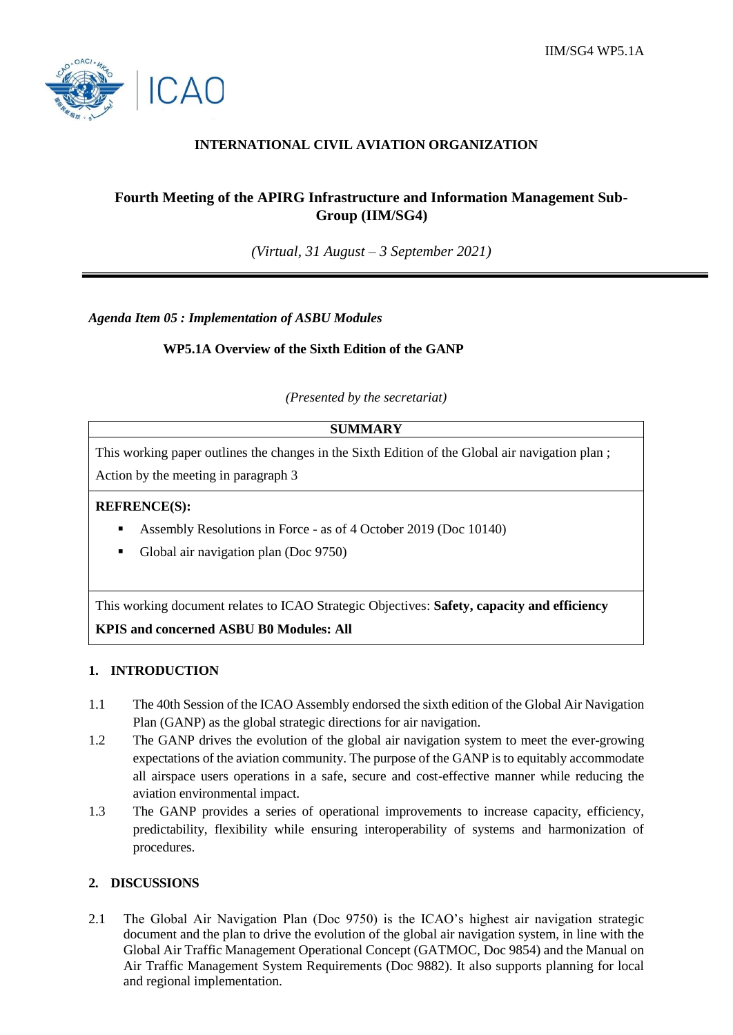IIM/SG4 WP5.1A

**INTERNATIONAL CIVIL AVIATION ORGANIZATION**

## Fourth Meeting of the APIRG Infrastructure and Information Management Sub-Group (IIM/SG4)

*(Virtual, 31 August – 3 September 2021)*

***Agenda Item 05 : Implementation of ASBU Modules***

**WP5.1A Overview of the Sixth Edition of the GANP**

*(Presented by the secretariat)*

| SUMMARY |
|---|
| This working paper outlines the changes in the Sixth Edition of the Global air navigation plan ;<br>Action by the meeting in paragraph 3 |
| **REFRENCE(S):**<br>▪ Assembly Resolutions in Force - as of 4 October 2019 (Doc 10140)<br>▪ Global air navigation plan (Doc 9750) |
| This working document relates to ICAO Strategic Objectives: **Safety, capacity and efficiency**<br>**KPIS and concerned ASBU B0 Modules: All** |

### 1. INTRODUCTION

1.1 The 40th Session of the ICAO Assembly endorsed the sixth edition of the Global Air Navigation Plan (GANP) as the global strategic directions for air navigation.

1.2 The GANP drives the evolution of the global air navigation system to meet the ever-growing expectations of the aviation community. The purpose of the GANP is to equitably accommodate all airspace users operations in a safe, secure and cost-effective manner while reducing the aviation environmental impact.

1.3 The GANP provides a series of operational improvements to increase capacity, efficiency, predictability, flexibility while ensuring interoperability of systems and harmonization of procedures.

### 2. DISCUSSIONS

2.1 The Global Air Navigation Plan (Doc 9750) is the ICAO's highest air navigation strategic document and the plan to drive the evolution of the global air navigation system, in line with the Global Air Traffic Management Operational Concept (GATMOC, Doc 9854) and the Manual on Air Traffic Management System Requirements (Doc 9882). It also supports planning for local and regional implementation.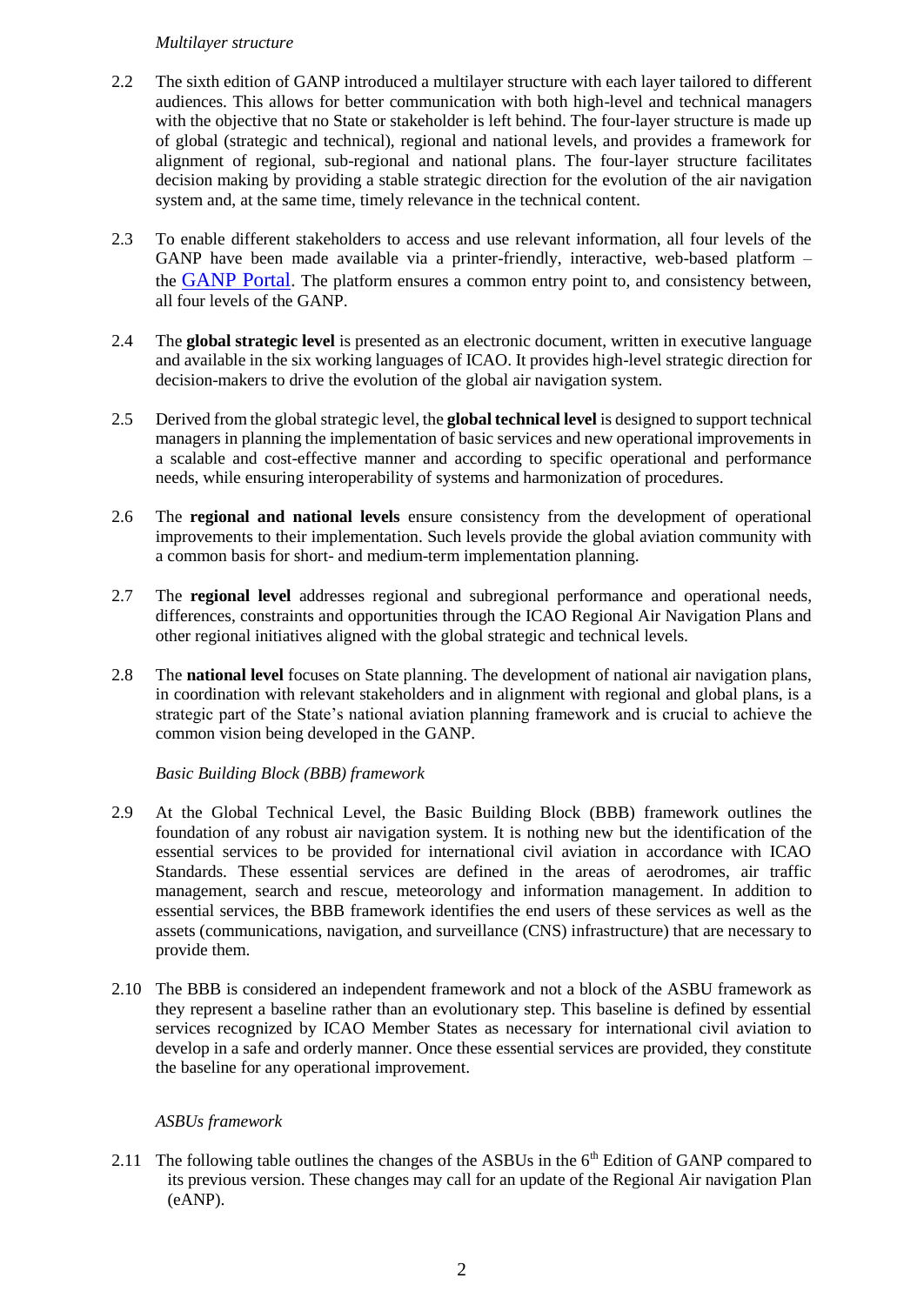*Multilayer structure*

2.2 The sixth edition of GANP introduced a multilayer structure with each layer tailored to different audiences. This allows for better communication with both high-level and technical managers with the objective that no State or stakeholder is left behind. The four-layer structure is made up of global (strategic and technical), regional and national levels, and provides a framework for alignment of regional, sub-regional and national plans. The four-layer structure facilitates decision making by providing a stable strategic direction for the evolution of the air navigation system and, at the same time, timely relevance in the technical content.

2.3 To enable different stakeholders to access and use relevant information, all four levels of the GANP have been made available via a printer-friendly, interactive, web-based platform – the GANP Portal. The platform ensures a common entry point to, and consistency between, all four levels of the GANP.

2.4 The **global strategic level** is presented as an electronic document, written in executive language and available in the six working languages of ICAO. It provides high-level strategic direction for decision-makers to drive the evolution of the global air navigation system.

2.5 Derived from the global strategic level, the **global technical level** is designed to support technical managers in planning the implementation of basic services and new operational improvements in a scalable and cost-effective manner and according to specific operational and performance needs, while ensuring interoperability of systems and harmonization of procedures.

2.6 The **regional and national levels** ensure consistency from the development of operational improvements to their implementation. Such levels provide the global aviation community with a common basis for short- and medium-term implementation planning.

2.7 The **regional level** addresses regional and subregional performance and operational needs, differences, constraints and opportunities through the ICAO Regional Air Navigation Plans and other regional initiatives aligned with the global strategic and technical levels.

2.8 The **national level** focuses on State planning. The development of national air navigation plans, in coordination with relevant stakeholders and in alignment with regional and global plans, is a strategic part of the State's national aviation planning framework and is crucial to achieve the common vision being developed in the GANP.

*Basic Building Block (BBB) framework*

2.9 At the Global Technical Level, the Basic Building Block (BBB) framework outlines the foundation of any robust air navigation system. It is nothing new but the identification of the essential services to be provided for international civil aviation in accordance with ICAO Standards. These essential services are defined in the areas of aerodromes, air traffic management, search and rescue, meteorology and information management. In addition to essential services, the BBB framework identifies the end users of these services as well as the assets (communications, navigation, and surveillance (CNS) infrastructure) that are necessary to provide them.

2.10 The BBB is considered an independent framework and not a block of the ASBU framework as they represent a baseline rather than an evolutionary step. This baseline is defined by essential services recognized by ICAO Member States as necessary for international civil aviation to develop in a safe and orderly manner. Once these essential services are provided, they constitute the baseline for any operational improvement.

*ASBUs framework*

2.11 The following table outlines the changes of the ASBUs in the 6th Edition of GANP compared to its previous version. These changes may call for an update of the Regional Air navigation Plan (eANP).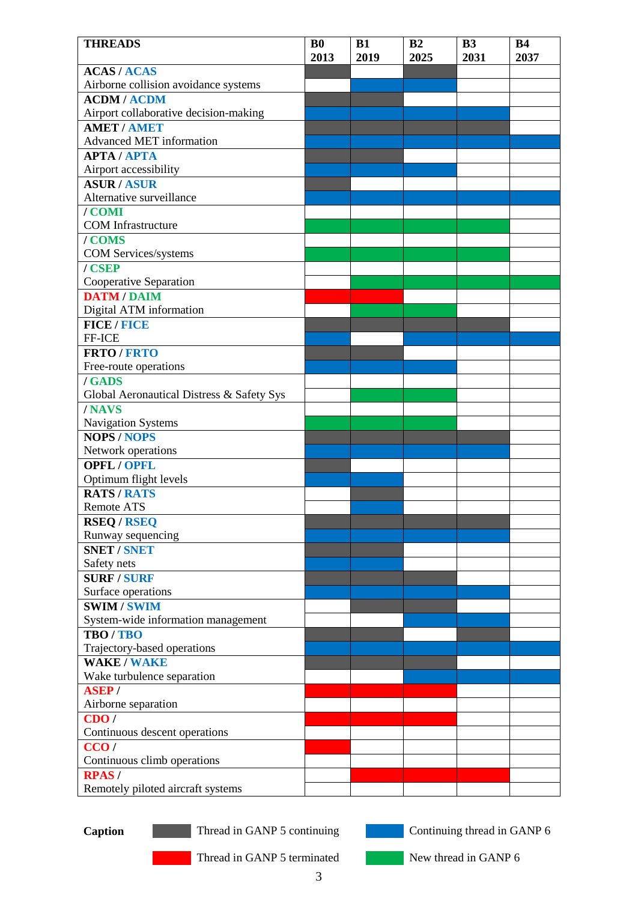| THREADS | B0 2013 | B1 2019 | B2 2025 | B3 2031 | B4 2037 |
|---|---|---|---|---|---|
| **ACAS** / ACAS | GANP 5 continuing | | GANP 5 continuing | | |
| Airborne collision avoidance systems | | GANP 6 continuing | GANP 6 continuing | | |
| **ACDM** / ACDM | GANP 5 continuing | GANP 5 continuing | | | |
| Airport collaborative decision-making | GANP 6 continuing | GANP 6 continuing | GANP 6 continuing | GANP 6 continuing | |
| **AMET** / AMET | GANP 5 continuing | GANP 5 continuing | GANP 5 continuing | GANP 5 continuing | |
| Advanced MET information | GANP 6 continuing | GANP 6 continuing | GANP 6 continuing | GANP 6 continuing | GANP 6 continuing |
| **APTA** / APTA | GANP 5 continuing | GANP 5 continuing | | | |
| Airport accessibility | GANP 6 continuing | GANP 6 continuing | GANP 6 continuing | | |
| **ASUR** / ASUR | GANP 5 continuing | | | | |
| Alternative surveillance | GANP 6 continuing | GANP 6 continuing | GANP 6 continuing | GANP 6 continuing | GANP 6 continuing |
| / COMI | | | | | |
| COM Infrastructure | GANP 6 new | GANP 6 new | GANP 6 new | GANP 6 new | |
| / COMS | | | | | |
| COM Services/systems | GANP 6 new | GANP 6 new | GANP 6 new | GANP 6 new | |
| / CSEP | | | | | |
| Cooperative Separation | | GANP 6 new | GANP 6 new | GANP 6 new | GANP 6 new |
| **DATM** / DAIM | GANP 5 terminated | GANP 5 terminated | | | |
| Digital ATM information | | GANP 6 new | GANP 6 new | | |
| **FICE** / FICE | GANP 5 continuing | GANP 5 continuing | GANP 5 continuing | GANP 5 continuing | |
| FF-ICE | GANP 6 continuing | | GANP 6 continuing | GANP 6 continuing | GANP 6 continuing |
| **FRTO** / FRTO | GANP 5 continuing | GANP 5 continuing | | | |
| Free-route operations | GANP 6 continuing | GANP 6 continuing | GANP 6 continuing | | |
| / GADS | | | | | |
| Global Aeronautical Distress & Safety Sys | | GANP 6 new | GANP 6 new | | |
| / NAVS | | | | | |
| Navigation Systems | GANP 6 new | GANP 6 new | GANP 6 new | | |
| **NOPS** / NOPS | GANP 5 continuing | GANP 5 continuing | GANP 5 continuing | GANP 5 continuing | |
| Network operations | GANP 6 continuing | GANP 6 continuing | GANP 6 continuing | GANP 6 continuing | |
| **OPFL** / OPFL | GANP 5 continuing | | | | |
| Optimum flight levels | GANP 6 continuing | GANP 6 continuing | | | |
| **RATS** / RATS | | GANP 5 continuing | | | |
| Remote ATS | | GANP 6 continuing | | | |
| **RSEQ** / RSEQ | GANP 5 continuing | GANP 5 continuing | GANP 5 continuing | GANP 5 continuing | |
| Runway sequencing | GANP 6 continuing | GANP 6 continuing | GANP 6 continuing | GANP 6 continuing | |
| **SNET** / SNET | GANP 5 continuing | GANP 5 continuing | | | |
| Safety nets | GANP 6 continuing | GANP 6 continuing | | | |
| **SURF** / SURF | GANP 5 continuing | GANP 5 continuing | GANP 5 continuing | | |
| Surface operations | GANP 6 continuing | GANP 6 continuing | GANP 6 continuing | GANP 6 continuing | |
| **SWIM** / SWIM | | GANP 5 continuing | GANP 5 continuing | | |
| System-wide information management | | | GANP 6 continuing | GANP 6 continuing | |
| **TBO** / TBO | GANP 5 continuing | GANP 5 continuing | | GANP 5 continuing | |
| Trajectory-based operations | GANP 6 continuing | GANP 6 continuing | GANP 6 continuing | GANP 6 continuing | GANP 6 continuing |
| **WAKE** / WAKE | GANP 5 continuing | GANP 5 continuing | GANP 5 continuing | | |
| Wake turbulence separation | | | GANP 6 continuing | GANP 6 continuing | GANP 6 continuing |
| **ASEP** / | GANP 5 terminated | GANP 5 terminated | GANP 5 terminated | | |
| Airborne separation | | | | | |
| **CDO** / | GANP 5 terminated | GANP 5 terminated | GANP 5 terminated | | |
| Continuous descent operations | | | | | |
| **CCO** / | GANP 5 terminated | | | | |
| Continuous climb operations | | | | | |
| **RPAS** / | | GANP 5 terminated | GANP 5 terminated | GANP 5 terminated | |
| Remotely piloted aircraft systems | | | | | |

**Caption**

- GANP 5 continuing (grey): Thread in GANP 5 continuing
- GANP 5 terminated (red): Thread in GANP 5 terminated
- GANP 6 continuing (blue): Continuing thread in GANP 6
- GANP 6 new (green): New thread in GANP 6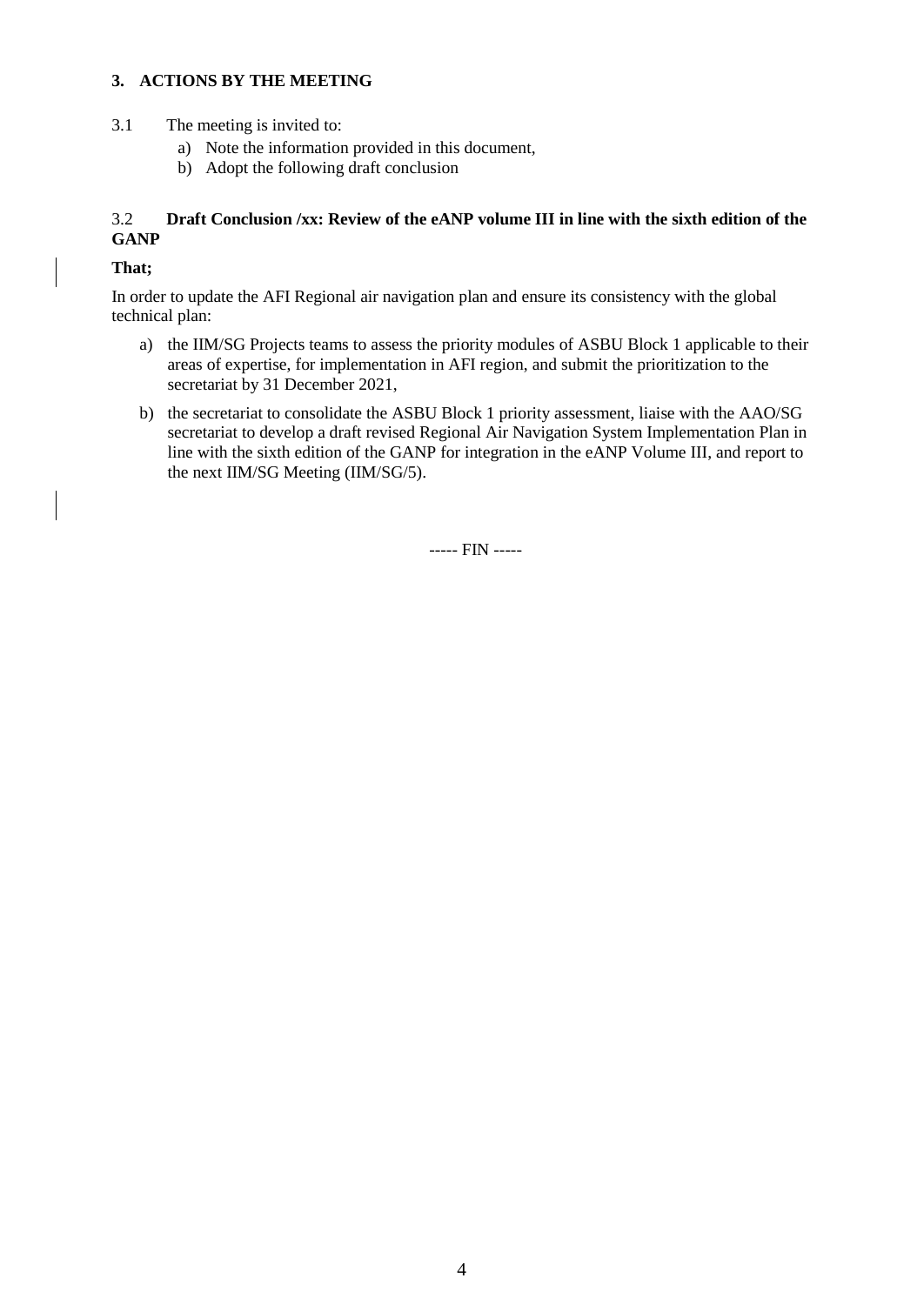### 3. ACTIONS BY THE MEETING

3.1 The meeting is invited to:

a) Note the information provided in this document,
b) Adopt the following draft conclusion

3.2 **Draft Conclusion /xx: Review of the eANP volume III in line with the sixth edition of the GANP**

**That;**

In order to update the AFI Regional air navigation plan and ensure its consistency with the global technical plan:

a) the IIM/SG Projects teams to assess the priority modules of ASBU Block 1 applicable to their areas of expertise, for implementation in AFI region, and submit the prioritization to the secretariat by 31 December 2021,

b) the secretariat to consolidate the ASBU Block 1 priority assessment, liaise with the AAO/SG secretariat to develop a draft revised Regional Air Navigation System Implementation Plan in line with the sixth edition of the GANP for integration in the eANP Volume III, and report to the next IIM/SG Meeting (IIM/SG/5).

----- FIN -----